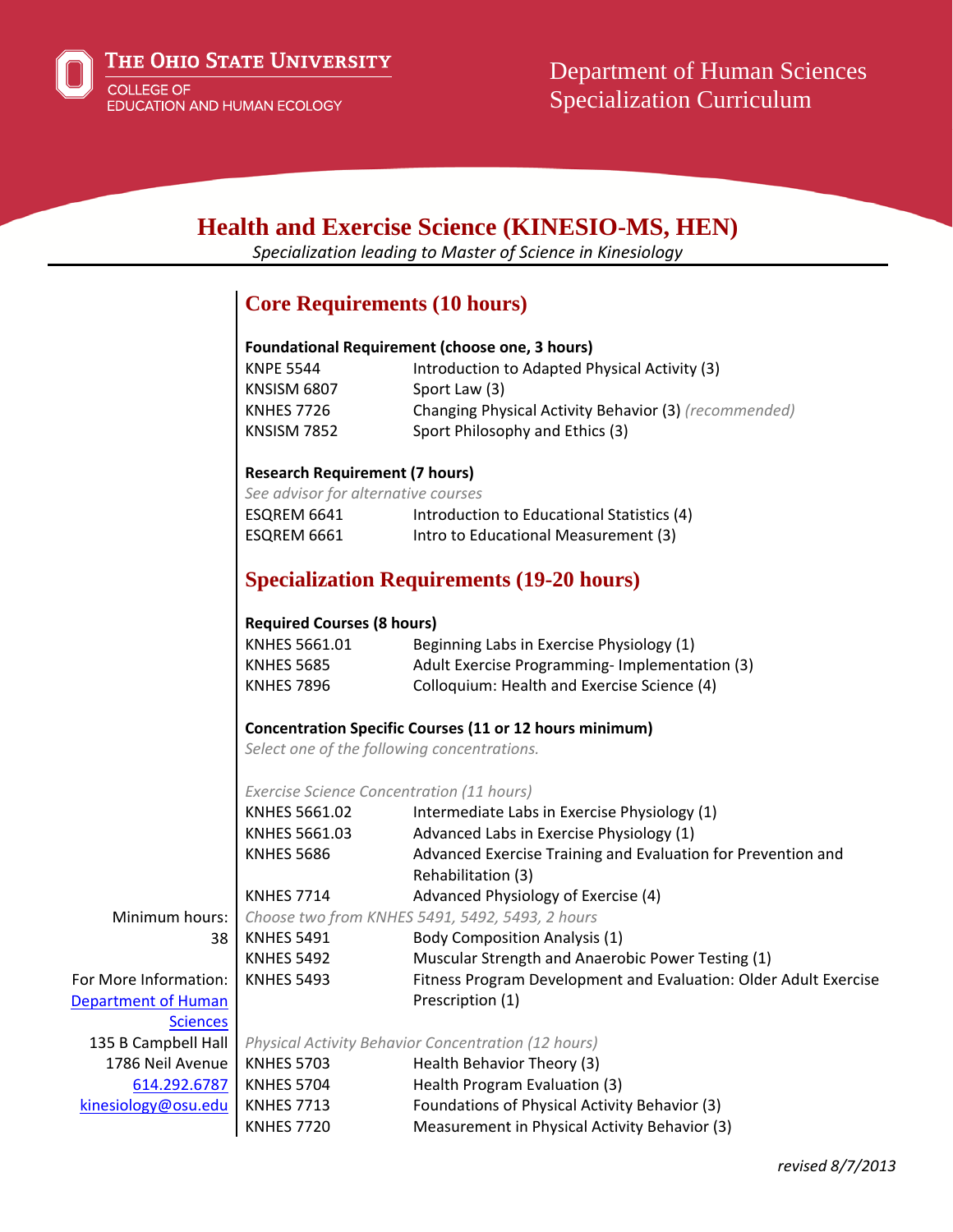The Ohio State University
College of Education and Human Ecology

Department of Human Sciences
Specialization Curriculum

# Health and Exercise Science (KINESIO-MS, HEN)

*Specialization leading to Master of Science in Kinesiology*

## Core Requirements (10 hours)

**Foundational Requirement (choose one, 3 hours)**

| | |
|---|---|
| KNPE 5544 | Introduction to Adapted Physical Activity (3) |
| KNSISM 6807 | Sport Law (3) |
| KNHES 7726 | Changing Physical Activity Behavior (3) *(recommended)* |
| KNSISM 7852 | Sport Philosophy and Ethics (3) |

**Research Requirement (7 hours)**

*See advisor for alternative courses*

| | |
|---|---|
| ESQREM 6641 | Introduction to Educational Statistics (4) |
| ESQREM 6661 | Intro to Educational Measurement (3) |

## Specialization Requirements (19-20 hours)

**Required Courses (8 hours)**

| | |
|---|---|
| KNHES 5661.01 | Beginning Labs in Exercise Physiology (1) |
| KNHES 5685 | Adult Exercise Programming- Implementation (3) |
| KNHES 7896 | Colloquium: Health and Exercise Science (4) |

**Concentration Specific Courses (11 or 12 hours minimum)**

*Select one of the following concentrations.*

*Exercise Science Concentration (11 hours)*

| | |
|---|---|
| KNHES 5661.02 | Intermediate Labs in Exercise Physiology (1) |
| KNHES 5661.03 | Advanced Labs in Exercise Physiology (1) |
| KNHES 5686 | Advanced Exercise Training and Evaluation for Prevention and Rehabilitation (3) |
| KNHES 7714 | Advanced Physiology of Exercise (4) |

*Choose two from KNHES 5491, 5492, 5493, 2 hours*

| | |
|---|---|
| KNHES 5491 | Body Composition Analysis (1) |
| KNHES 5492 | Muscular Strength and Anaerobic Power Testing (1) |
| KNHES 5493 | Fitness Program Development and Evaluation: Older Adult Exercise Prescription (1) |

*Physical Activity Behavior Concentration (12 hours)*

| | |
|---|---|
| KNHES 5703 | Health Behavior Theory (3) |
| KNHES 5704 | Health Program Evaluation (3) |
| KNHES 7713 | Foundations of Physical Activity Behavior (3) |
| KNHES 7720 | Measurement in Physical Activity Behavior (3) |

Minimum hours: 38

For More Information:
Department of Human Sciences
135 B Campbell Hall
1786 Neil Avenue
614.292.6787
kinesiology@osu.edu

*revised 8/7/2013*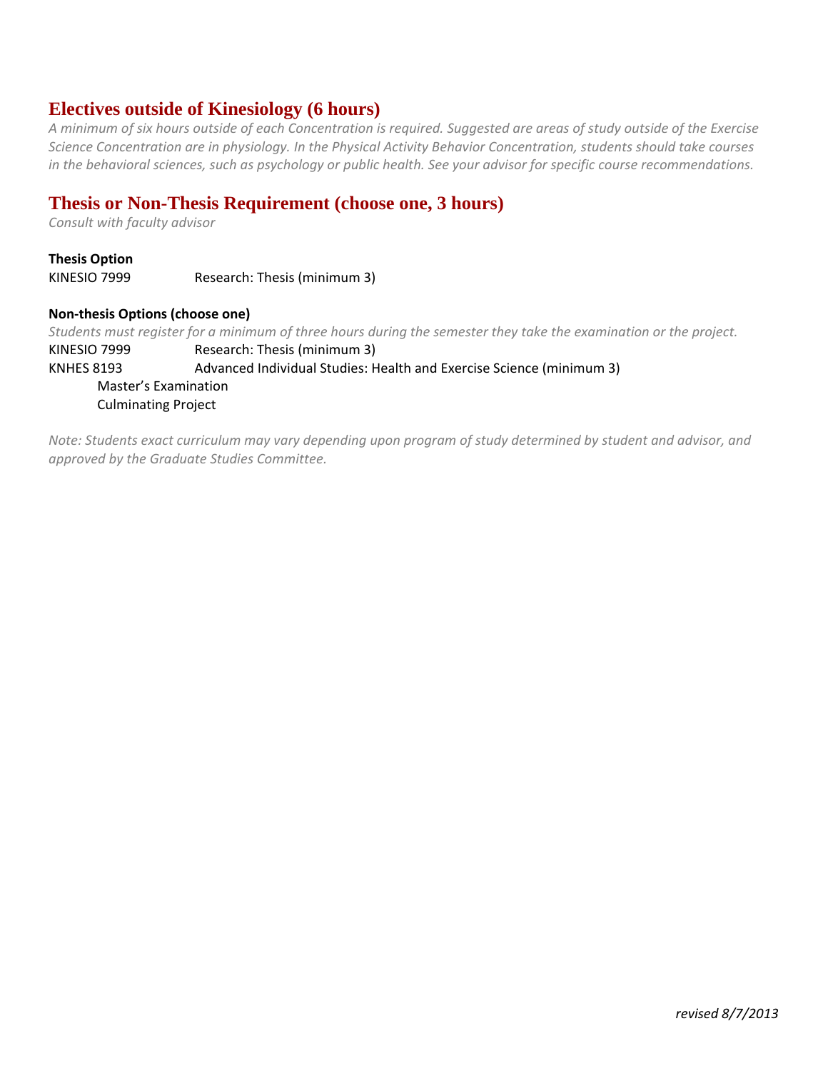## Electives outside of Kinesiology (6 hours)

*A minimum of six hours outside of each Concentration is required. Suggested are areas of study outside of the Exercise Science Concentration are in physiology. In the Physical Activity Behavior Concentration, students should take courses in the behavioral sciences, such as psychology or public health. See your advisor for specific course recommendations.*

## Thesis or Non-Thesis Requirement (choose one, 3 hours)

*Consult with faculty advisor*

**Thesis Option**

| | |
|---|---|
| KINESIO 7999 | Research: Thesis (minimum 3) |

**Non-thesis Options (choose one)**

*Students must register for a minimum of three hours during the semester they take the examination or the project.*

| | |
|---|---|
| KINESIO 7999 | Research: Thesis (minimum 3) |
| KNHES 8193 | Advanced Individual Studies: Health and Exercise Science (minimum 3) |

- Master's Examination
- Culminating Project

*Note: Students exact curriculum may vary depending upon program of study determined by student and advisor, and approved by the Graduate Studies Committee.*

*revised 8/7/2013*